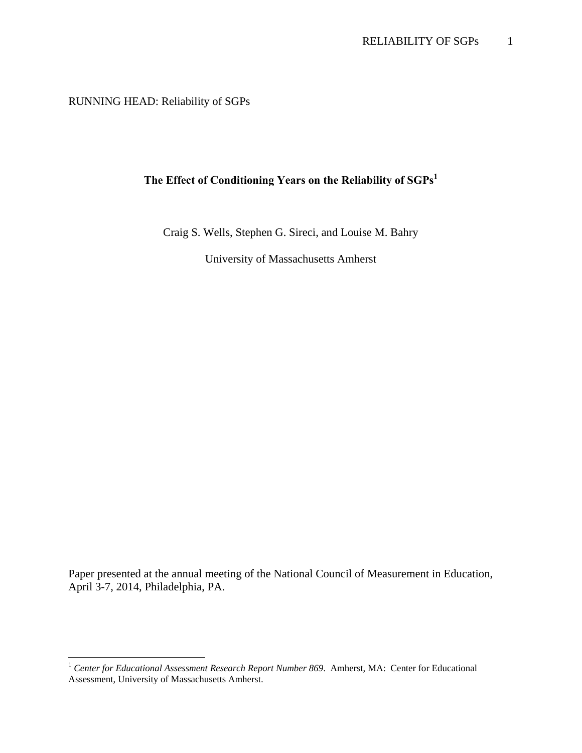RUNNING HEAD: Reliability of SGPs

# The Effect of Conditioning Years on the Reliability of SGPs[1]

Craig S. Wells, Stephen G. Sireci, and Louise M. Bahry

University of Massachusetts Amherst

Paper presented at the annual meeting of the National Council of Measurement in Education, April 3-7, 2014, Philadelphia, PA.

---

[1] *Center for Educational Assessment Research Report Number 869*. Amherst, MA: Center for Educational Assessment, University of Massachusetts Amherst.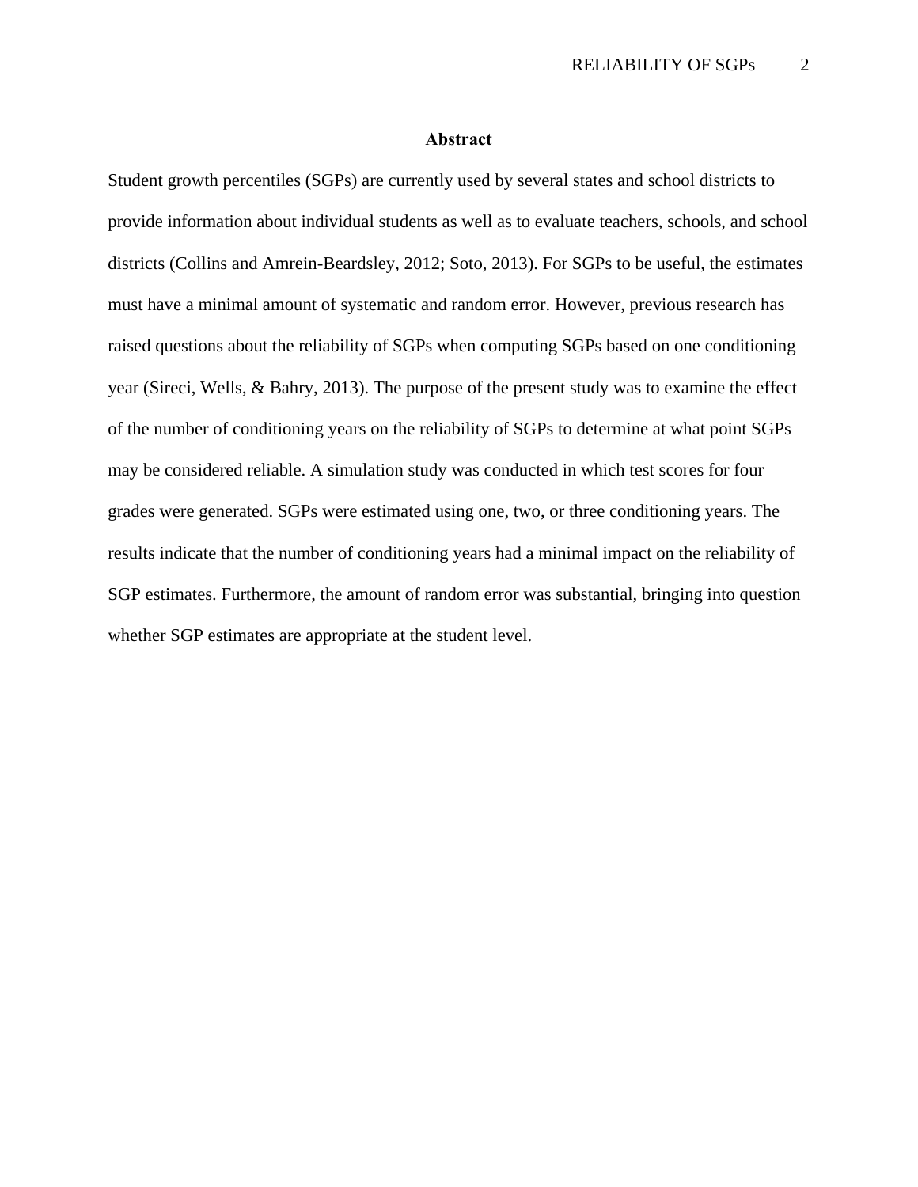# Abstract

Student growth percentiles (SGPs) are currently used by several states and school districts to provide information about individual students as well as to evaluate teachers, schools, and school districts (Collins and Amrein-Beardsley, 2012; Soto, 2013). For SGPs to be useful, the estimates must have a minimal amount of systematic and random error. However, previous research has raised questions about the reliability of SGPs when computing SGPs based on one conditioning year (Sireci, Wells, & Bahry, 2013). The purpose of the present study was to examine the effect of the number of conditioning years on the reliability of SGPs to determine at what point SGPs may be considered reliable. A simulation study was conducted in which test scores for four grades were generated. SGPs were estimated using one, two, or three conditioning years. The results indicate that the number of conditioning years had a minimal impact on the reliability of SGP estimates. Furthermore, the amount of random error was substantial, bringing into question whether SGP estimates are appropriate at the student level.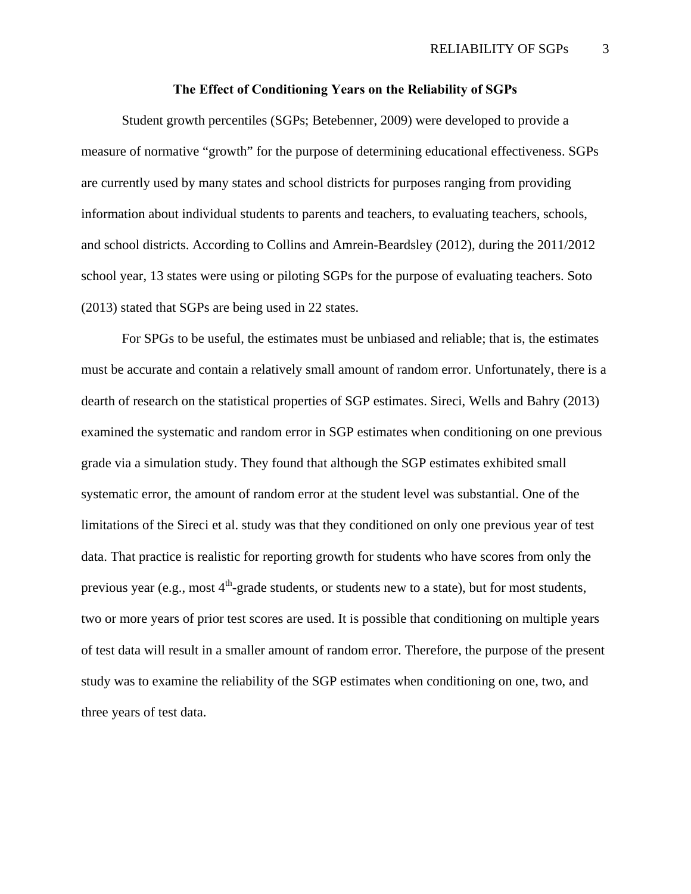# The Effect of Conditioning Years on the Reliability of SGPs

Student growth percentiles (SGPs; Betebenner, 2009) were developed to provide a measure of normative "growth" for the purpose of determining educational effectiveness. SGPs are currently used by many states and school districts for purposes ranging from providing information about individual students to parents and teachers, to evaluating teachers, schools, and school districts. According to Collins and Amrein-Beardsley (2012), during the 2011/2012 school year, 13 states were using or piloting SGPs for the purpose of evaluating teachers. Soto (2013) stated that SGPs are being used in 22 states.

For SPGs to be useful, the estimates must be unbiased and reliable; that is, the estimates must be accurate and contain a relatively small amount of random error. Unfortunately, there is a dearth of research on the statistical properties of SGP estimates. Sireci, Wells and Bahry (2013) examined the systematic and random error in SGP estimates when conditioning on one previous grade via a simulation study. They found that although the SGP estimates exhibited small systematic error, the amount of random error at the student level was substantial. One of the limitations of the Sireci et al. study was that they conditioned on only one previous year of test data. That practice is realistic for reporting growth for students who have scores from only the previous year (e.g., most 4th-grade students, or students new to a state), but for most students, two or more years of prior test scores are used. It is possible that conditioning on multiple years of test data will result in a smaller amount of random error. Therefore, the purpose of the present study was to examine the reliability of the SGP estimates when conditioning on one, two, and three years of test data.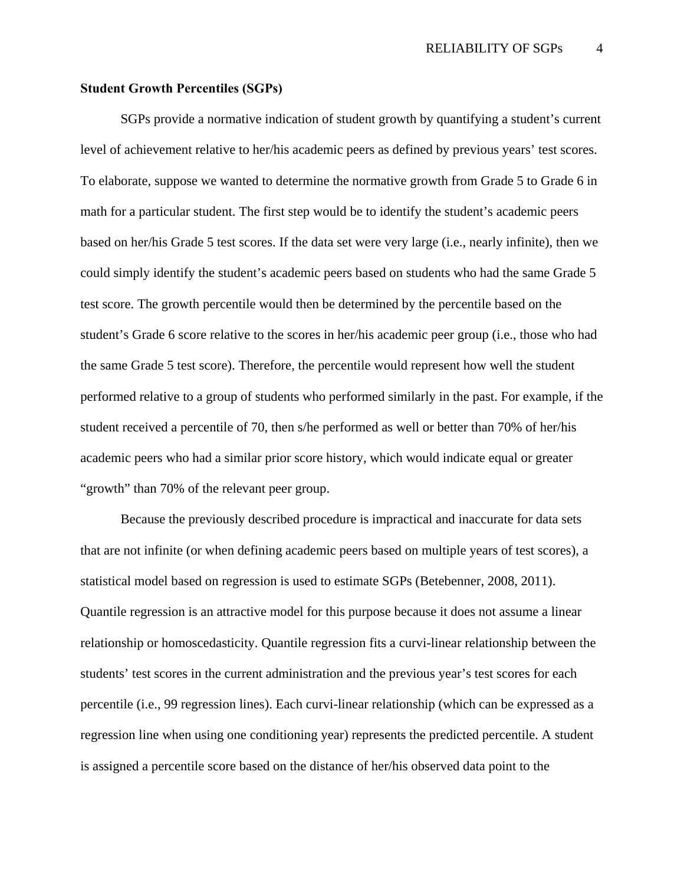### Student Growth Percentiles (SGPs)

SGPs provide a normative indication of student growth by quantifying a student's current level of achievement relative to her/his academic peers as defined by previous years' test scores. To elaborate, suppose we wanted to determine the normative growth from Grade 5 to Grade 6 in math for a particular student. The first step would be to identify the student's academic peers based on her/his Grade 5 test scores. If the data set were very large (i.e., nearly infinite), then we could simply identify the student's academic peers based on students who had the same Grade 5 test score. The growth percentile would then be determined by the percentile based on the student's Grade 6 score relative to the scores in her/his academic peer group (i.e., those who had the same Grade 5 test score). Therefore, the percentile would represent how well the student performed relative to a group of students who performed similarly in the past. For example, if the student received a percentile of 70, then s/he performed as well or better than 70% of her/his academic peers who had a similar prior score history, which would indicate equal or greater "growth" than 70% of the relevant peer group.

Because the previously described procedure is impractical and inaccurate for data sets that are not infinite (or when defining academic peers based on multiple years of test scores), a statistical model based on regression is used to estimate SGPs (Betebenner, 2008, 2011). Quantile regression is an attractive model for this purpose because it does not assume a linear relationship or homoscedasticity. Quantile regression fits a curvi-linear relationship between the students' test scores in the current administration and the previous year's test scores for each percentile (i.e., 99 regression lines). Each curvi-linear relationship (which can be expressed as a regression line when using one conditioning year) represents the predicted percentile. A student is assigned a percentile score based on the distance of her/his observed data point to the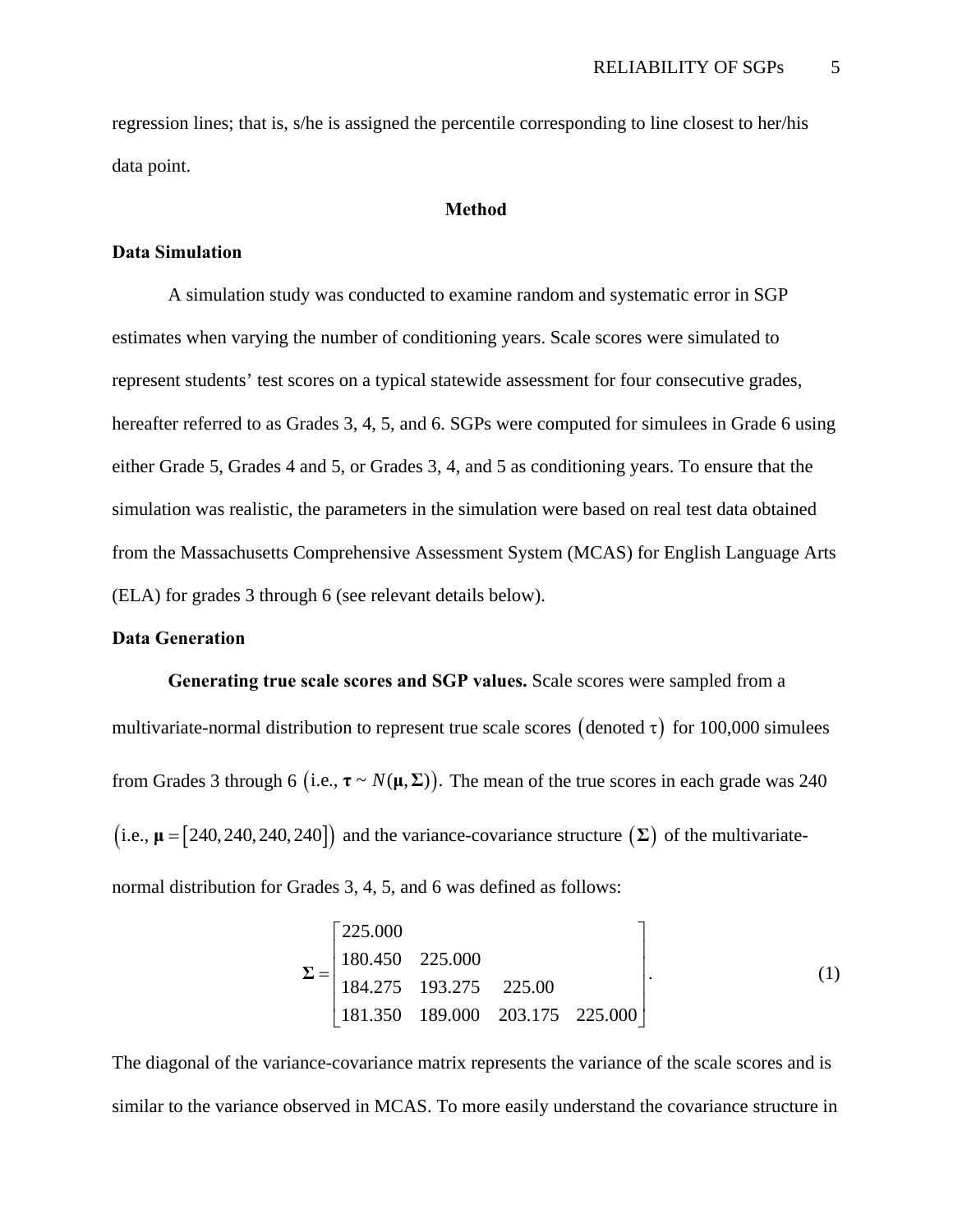regression lines; that is, s/he is assigned the percentile corresponding to line closest to her/his data point.

## Method

### Data Simulation

A simulation study was conducted to examine random and systematic error in SGP estimates when varying the number of conditioning years. Scale scores were simulated to represent students' test scores on a typical statewide assessment for four consecutive grades, hereafter referred to as Grades 3, 4, 5, and 6. SGPs were computed for simulees in Grade 6 using either Grade 5, Grades 4 and 5, or Grades 3, 4, and 5 as conditioning years. To ensure that the simulation was realistic, the parameters in the simulation were based on real test data obtained from the Massachusetts Comprehensive Assessment System (MCAS) for English Language Arts (ELA) for grades 3 through 6 (see relevant details below).

### Data Generation

**Generating true scale scores and SGP values.** Scale scores were sampled from a multivariate-normal distribution to represent true scale scores $\left(\text{denoted } \tau\right)$ for 100,000 simulees from Grades 3 through 6 $\left(\text{i.e., } \boldsymbol{\tau} \sim N(\boldsymbol{\mu}, \boldsymbol{\Sigma})\right)$. The mean of the true scores in each grade was 240 $\left(\text{i.e., } \boldsymbol{\mu} = [240, 240, 240, 240]\right)$ and the variance-covariance structure $\left(\boldsymbol{\Sigma}\right)$ of the multivariate-normal distribution for Grades 3, 4, 5, and 6 was defined as follows:

$$\boldsymbol{\Sigma} = \begin{bmatrix} 225.000 & & & \\ 180.450 & 225.000 & & \\ 184.275 & 193.275 & 225.00 & \\ 181.350 & 189.000 & 203.175 & 225.000 \end{bmatrix}. \tag{1}$$

The diagonal of the variance-covariance matrix represents the variance of the scale scores and is similar to the variance observed in MCAS. To more easily understand the covariance structure in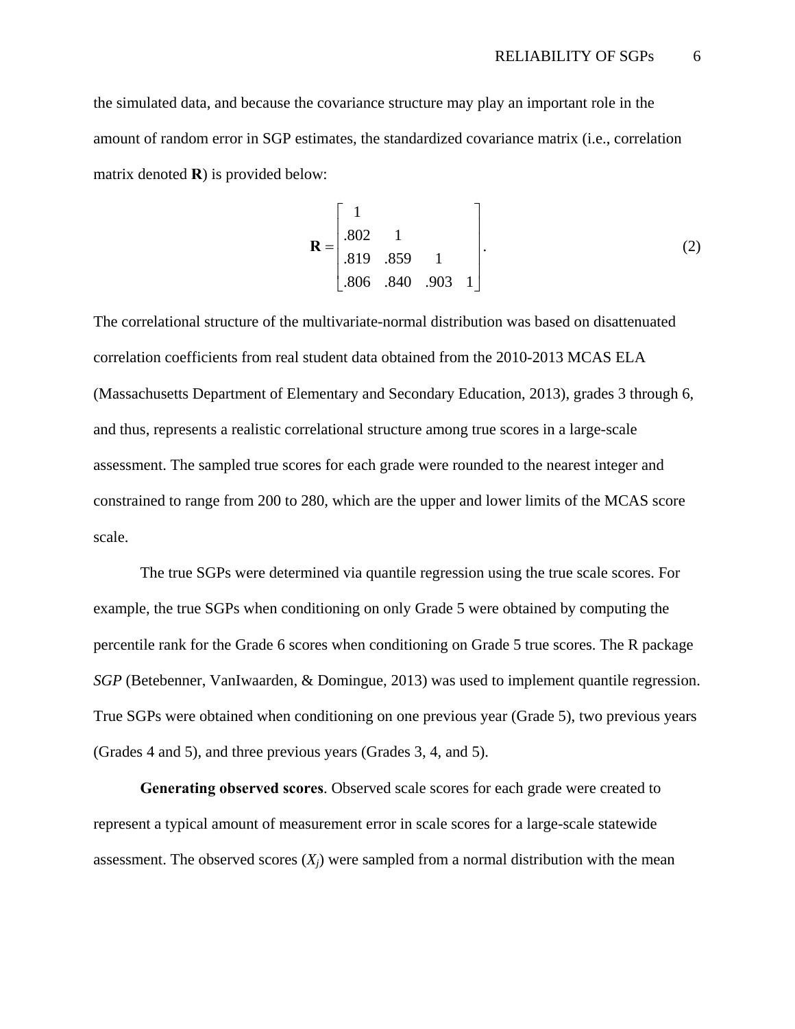the simulated data, and because the covariance structure may play an important role in the amount of random error in SGP estimates, the standardized covariance matrix (i.e., correlation matrix denoted **R**) is provided below:

$$\mathbf{R} = \begin{bmatrix} 1 & & & \\ .802 & 1 & & \\ .819 & .859 & 1 & \\ .806 & .840 & .903 & 1 \end{bmatrix}. \tag{2}$$

The correlational structure of the multivariate-normal distribution was based on disattenuated correlation coefficients from real student data obtained from the 2010-2013 MCAS ELA (Massachusetts Department of Elementary and Secondary Education, 2013), grades 3 through 6, and thus, represents a realistic correlational structure among true scores in a large-scale assessment. The sampled true scores for each grade were rounded to the nearest integer and constrained to range from 200 to 280, which are the upper and lower limits of the MCAS score scale.

The true SGPs were determined via quantile regression using the true scale scores. For example, the true SGPs when conditioning on only Grade 5 were obtained by computing the percentile rank for the Grade 6 scores when conditioning on Grade 5 true scores. The R package *SGP* (Betebenner, VanIwaarden, & Domingue, 2013) was used to implement quantile regression. True SGPs were obtained when conditioning on one previous year (Grade 5), two previous years (Grades 4 and 5), and three previous years (Grades 3, 4, and 5).

**Generating observed scores**. Observed scale scores for each grade were created to represent a typical amount of measurement error in scale scores for a large-scale statewide assessment. The observed scores ($X_j$) were sampled from a normal distribution with the mean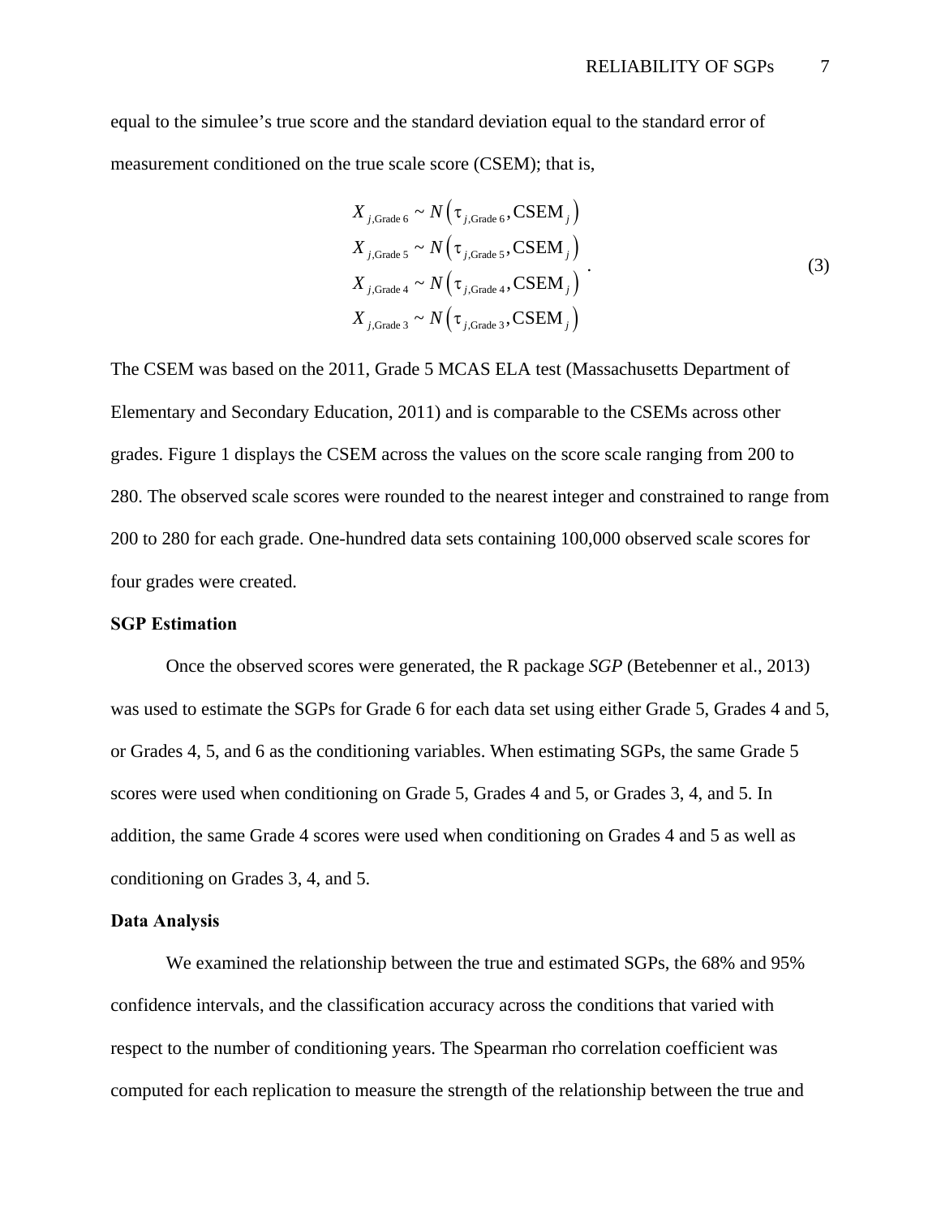equal to the simulee's true score and the standard deviation equal to the standard error of measurement conditioned on the true scale score (CSEM); that is,

$$
\begin{aligned}
X_{j,\text{Grade 6}} &\sim N\left(\tau_{j,\text{Grade 6}}, \text{CSEM}_j\right) \\
X_{j,\text{Grade 5}} &\sim N\left(\tau_{j,\text{Grade 5}}, \text{CSEM}_j\right) \\
X_{j,\text{Grade 4}} &\sim N\left(\tau_{j,\text{Grade 4}}, \text{CSEM}_j\right) \\
X_{j,\text{Grade 3}} &\sim N\left(\tau_{j,\text{Grade 3}}, \text{CSEM}_j\right)
\end{aligned}
. \tag{3}
$$

The CSEM was based on the 2011, Grade 5 MCAS ELA test (Massachusetts Department of Elementary and Secondary Education, 2011) and is comparable to the CSEMs across other grades. Figure 1 displays the CSEM across the values on the score scale ranging from 200 to 280. The observed scale scores were rounded to the nearest integer and constrained to range from 200 to 280 for each grade. One-hundred data sets containing 100,000 observed scale scores for four grades were created.

**SGP Estimation**

Once the observed scores were generated, the R package *SGP* (Betebenner et al., 2013) was used to estimate the SGPs for Grade 6 for each data set using either Grade 5, Grades 4 and 5, or Grades 4, 5, and 6 as the conditioning variables. When estimating SGPs, the same Grade 5 scores were used when conditioning on Grade 5, Grades 4 and 5, or Grades 3, 4, and 5. In addition, the same Grade 4 scores were used when conditioning on Grades 4 and 5 as well as conditioning on Grades 3, 4, and 5.

**Data Analysis**

We examined the relationship between the true and estimated SGPs, the 68% and 95% confidence intervals, and the classification accuracy across the conditions that varied with respect to the number of conditioning years. The Spearman rho correlation coefficient was computed for each replication to measure the strength of the relationship between the true and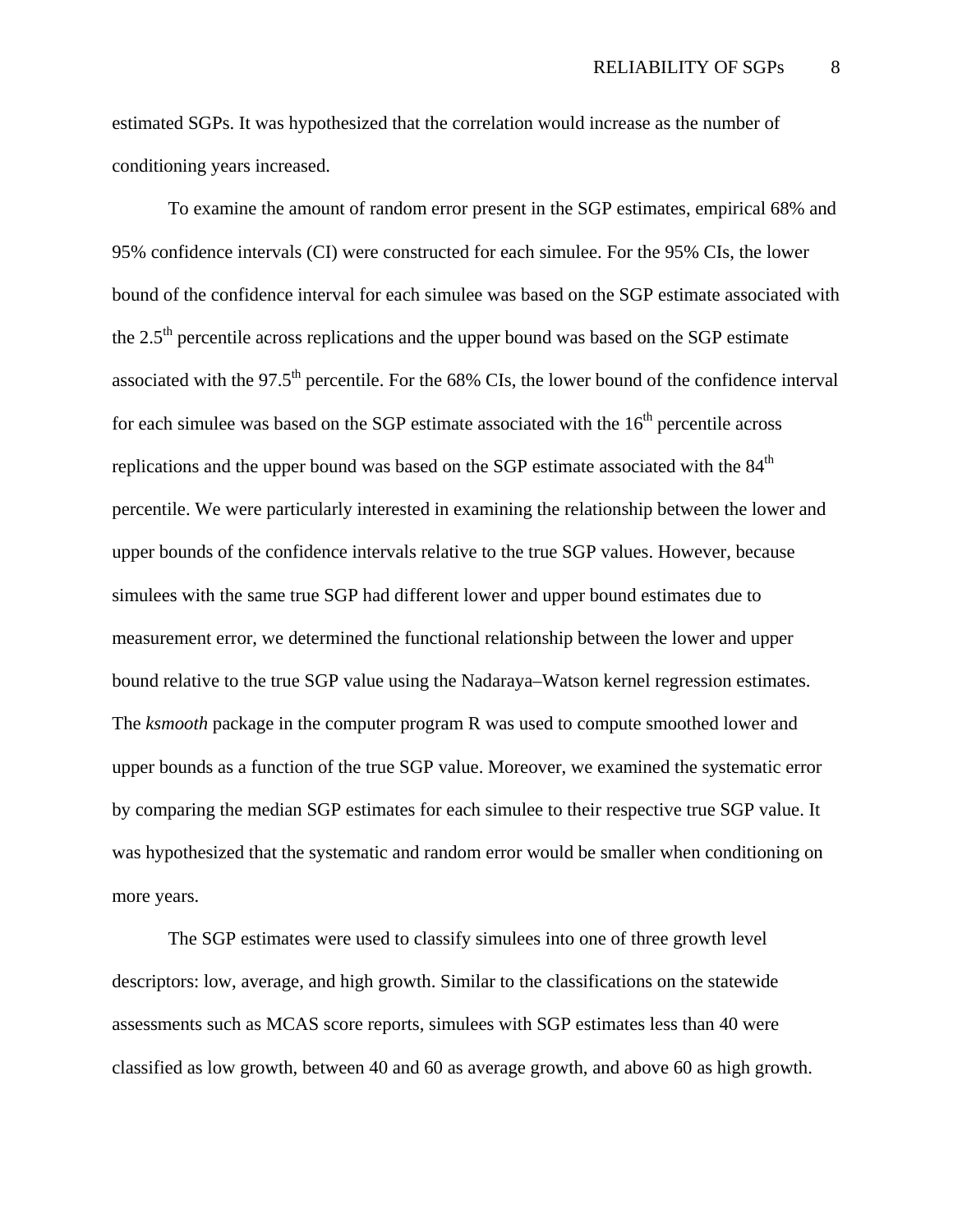estimated SGPs. It was hypothesized that the correlation would increase as the number of conditioning years increased.

To examine the amount of random error present in the SGP estimates, empirical 68% and 95% confidence intervals (CI) were constructed for each simulee. For the 95% CIs, the lower bound of the confidence interval for each simulee was based on the SGP estimate associated with the 2.5th percentile across replications and the upper bound was based on the SGP estimate associated with the 97.5th percentile. For the 68% CIs, the lower bound of the confidence interval for each simulee was based on the SGP estimate associated with the 16th percentile across replications and the upper bound was based on the SGP estimate associated with the 84th percentile. We were particularly interested in examining the relationship between the lower and upper bounds of the confidence intervals relative to the true SGP values. However, because simulees with the same true SGP had different lower and upper bound estimates due to measurement error, we determined the functional relationship between the lower and upper bound relative to the true SGP value using the Nadaraya–Watson kernel regression estimates. The *ksmooth* package in the computer program R was used to compute smoothed lower and upper bounds as a function of the true SGP value. Moreover, we examined the systematic error by comparing the median SGP estimates for each simulee to their respective true SGP value. It was hypothesized that the systematic and random error would be smaller when conditioning on more years.

The SGP estimates were used to classify simulees into one of three growth level descriptors: low, average, and high growth. Similar to the classifications on the statewide assessments such as MCAS score reports, simulees with SGP estimates less than 40 were classified as low growth, between 40 and 60 as average growth, and above 60 as high growth.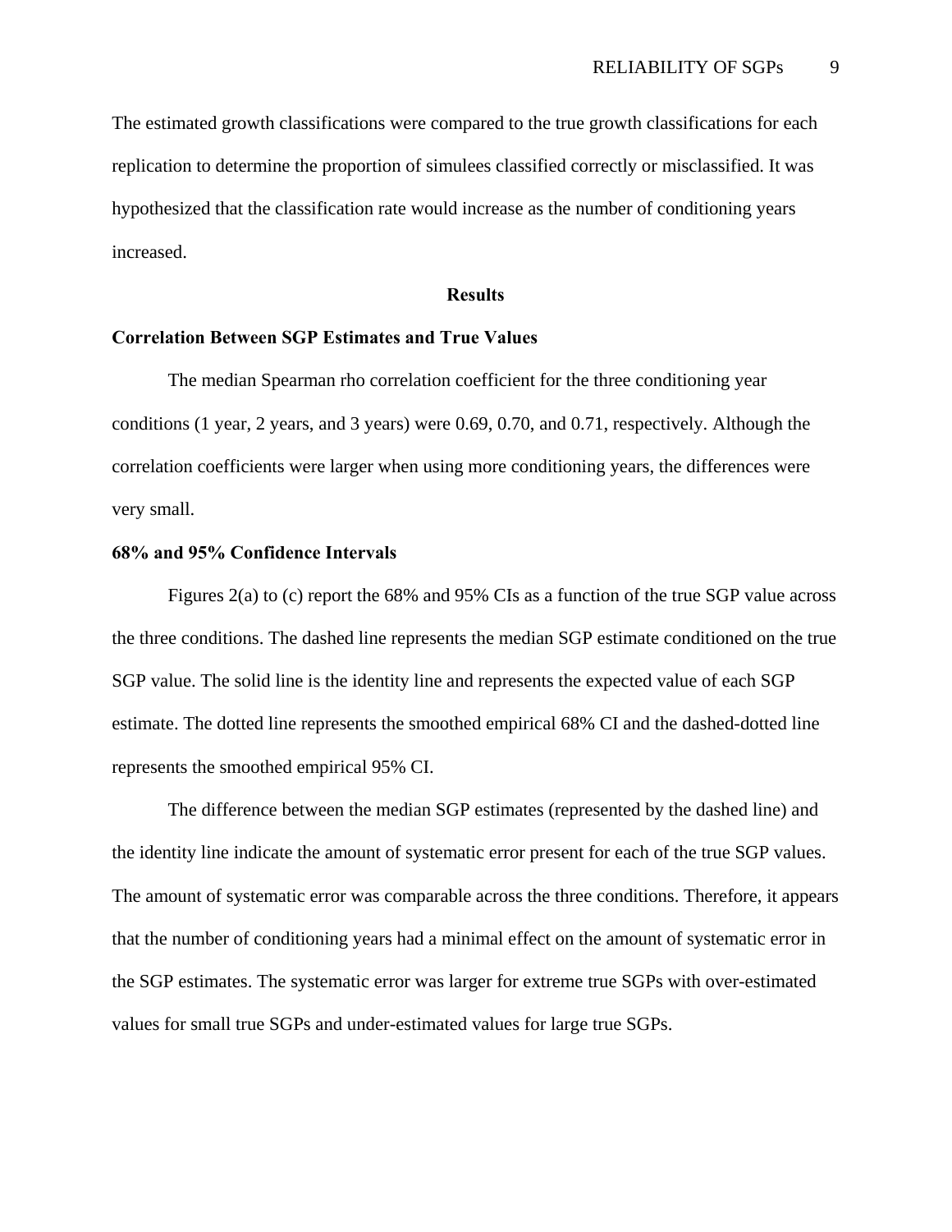The estimated growth classifications were compared to the true growth classifications for each replication to determine the proportion of simulees classified correctly or misclassified. It was hypothesized that the classification rate would increase as the number of conditioning years increased.

## Results

### Correlation Between SGP Estimates and True Values

The median Spearman rho correlation coefficient for the three conditioning year conditions (1 year, 2 years, and 3 years) were 0.69, 0.70, and 0.71, respectively. Although the correlation coefficients were larger when using more conditioning years, the differences were very small.

### 68% and 95% Confidence Intervals

Figures 2(a) to (c) report the 68% and 95% CIs as a function of the true SGP value across the three conditions. The dashed line represents the median SGP estimate conditioned on the true SGP value. The solid line is the identity line and represents the expected value of each SGP estimate. The dotted line represents the smoothed empirical 68% CI and the dashed-dotted line represents the smoothed empirical 95% CI.

The difference between the median SGP estimates (represented by the dashed line) and the identity line indicate the amount of systematic error present for each of the true SGP values. The amount of systematic error was comparable across the three conditions. Therefore, it appears that the number of conditioning years had a minimal effect on the amount of systematic error in the SGP estimates. The systematic error was larger for extreme true SGPs with over-estimated values for small true SGPs and under-estimated values for large true SGPs.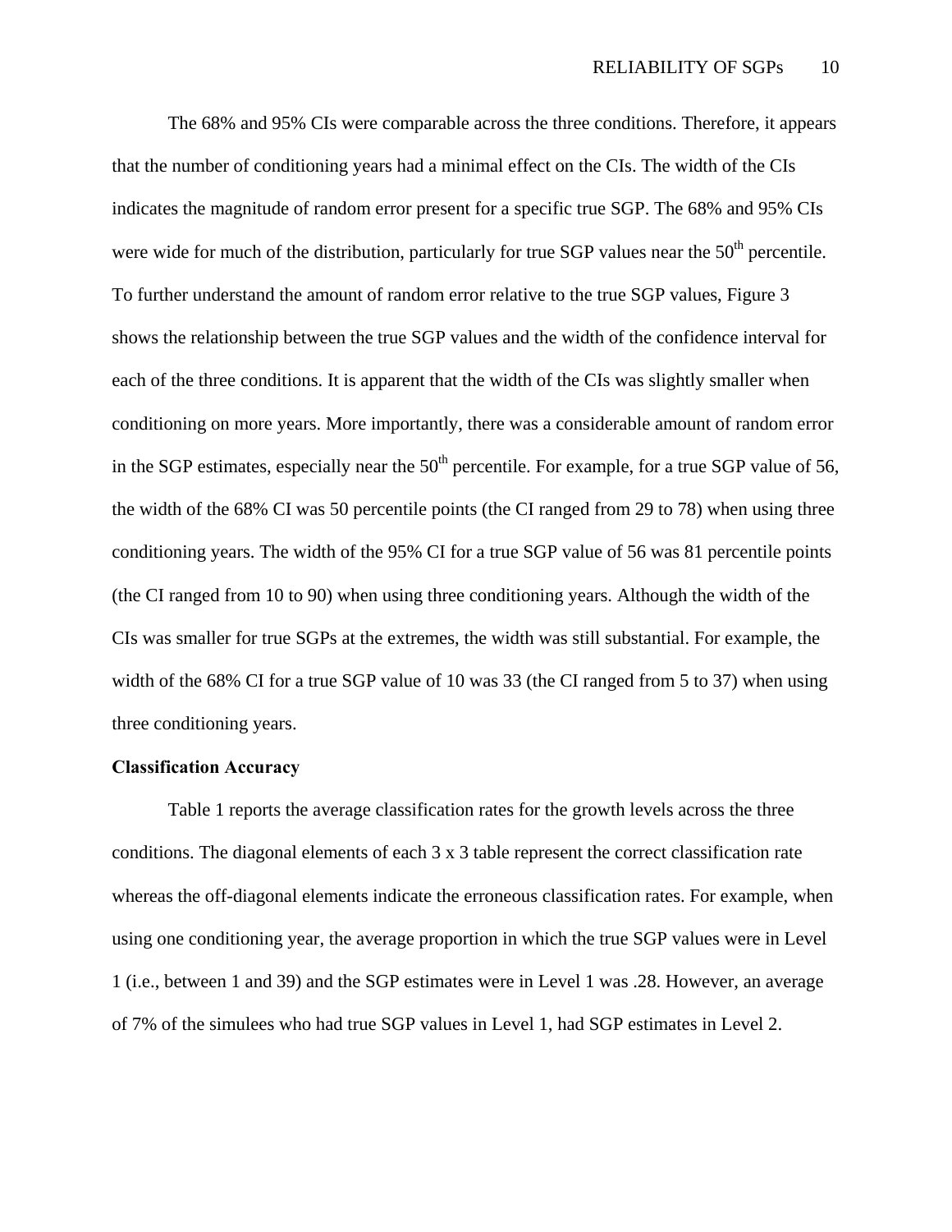The 68% and 95% CIs were comparable across the three conditions. Therefore, it appears that the number of conditioning years had a minimal effect on the CIs. The width of the CIs indicates the magnitude of random error present for a specific true SGP. The 68% and 95% CIs were wide for much of the distribution, particularly for true SGP values near the 50th percentile. To further understand the amount of random error relative to the true SGP values, Figure 3 shows the relationship between the true SGP values and the width of the confidence interval for each of the three conditions. It is apparent that the width of the CIs was slightly smaller when conditioning on more years. More importantly, there was a considerable amount of random error in the SGP estimates, especially near the 50th percentile. For example, for a true SGP value of 56, the width of the 68% CI was 50 percentile points (the CI ranged from 29 to 78) when using three conditioning years. The width of the 95% CI for a true SGP value of 56 was 81 percentile points (the CI ranged from 10 to 90) when using three conditioning years. Although the width of the CIs was smaller for true SGPs at the extremes, the width was still substantial. For example, the width of the 68% CI for a true SGP value of 10 was 33 (the CI ranged from 5 to 37) when using three conditioning years.

**Classification Accuracy**

Table 1 reports the average classification rates for the growth levels across the three conditions. The diagonal elements of each 3 x 3 table represent the correct classification rate whereas the off-diagonal elements indicate the erroneous classification rates. For example, when using one conditioning year, the average proportion in which the true SGP values were in Level 1 (i.e., between 1 and 39) and the SGP estimates were in Level 1 was .28. However, an average of 7% of the simulees who had true SGP values in Level 1, had SGP estimates in Level 2.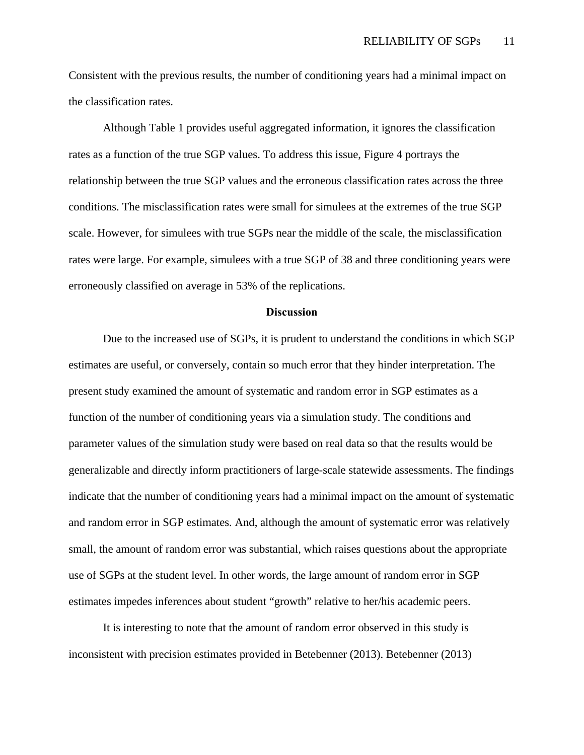Consistent with the previous results, the number of conditioning years had a minimal impact on the classification rates.

Although Table 1 provides useful aggregated information, it ignores the classification rates as a function of the true SGP values. To address this issue, Figure 4 portrays the relationship between the true SGP values and the erroneous classification rates across the three conditions. The misclassification rates were small for simulees at the extremes of the true SGP scale. However, for simulees with true SGPs near the middle of the scale, the misclassification rates were large. For example, simulees with a true SGP of 38 and three conditioning years were erroneously classified on average in 53% of the replications.

## Discussion

Due to the increased use of SGPs, it is prudent to understand the conditions in which SGP estimates are useful, or conversely, contain so much error that they hinder interpretation. The present study examined the amount of systematic and random error in SGP estimates as a function of the number of conditioning years via a simulation study. The conditions and parameter values of the simulation study were based on real data so that the results would be generalizable and directly inform practitioners of large-scale statewide assessments. The findings indicate that the number of conditioning years had a minimal impact on the amount of systematic and random error in SGP estimates. And, although the amount of systematic error was relatively small, the amount of random error was substantial, which raises questions about the appropriate use of SGPs at the student level. In other words, the large amount of random error in SGP estimates impedes inferences about student "growth" relative to her/his academic peers.

It is interesting to note that the amount of random error observed in this study is inconsistent with precision estimates provided in Betebenner (2013). Betebenner (2013)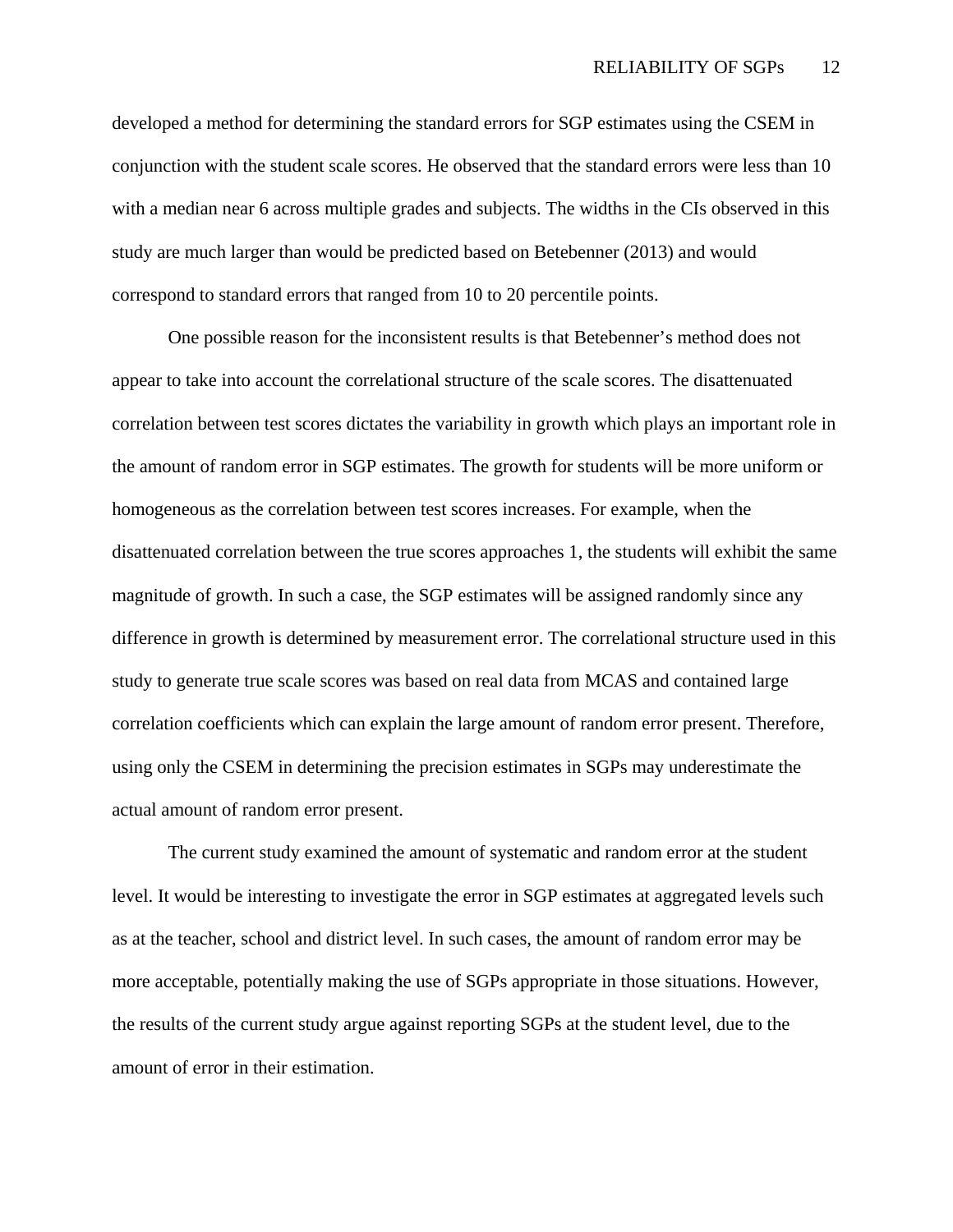developed a method for determining the standard errors for SGP estimates using the CSEM in conjunction with the student scale scores. He observed that the standard errors were less than 10 with a median near 6 across multiple grades and subjects. The widths in the CIs observed in this study are much larger than would be predicted based on Betebenner (2013) and would correspond to standard errors that ranged from 10 to 20 percentile points.

One possible reason for the inconsistent results is that Betebenner's method does not appear to take into account the correlational structure of the scale scores. The disattenuated correlation between test scores dictates the variability in growth which plays an important role in the amount of random error in SGP estimates. The growth for students will be more uniform or homogeneous as the correlation between test scores increases. For example, when the disattenuated correlation between the true scores approaches 1, the students will exhibit the same magnitude of growth. In such a case, the SGP estimates will be assigned randomly since any difference in growth is determined by measurement error. The correlational structure used in this study to generate true scale scores was based on real data from MCAS and contained large correlation coefficients which can explain the large amount of random error present. Therefore, using only the CSEM in determining the precision estimates in SGPs may underestimate the actual amount of random error present.

The current study examined the amount of systematic and random error at the student level. It would be interesting to investigate the error in SGP estimates at aggregated levels such as at the teacher, school and district level. In such cases, the amount of random error may be more acceptable, potentially making the use of SGPs appropriate in those situations. However, the results of the current study argue against reporting SGPs at the student level, due to the amount of error in their estimation.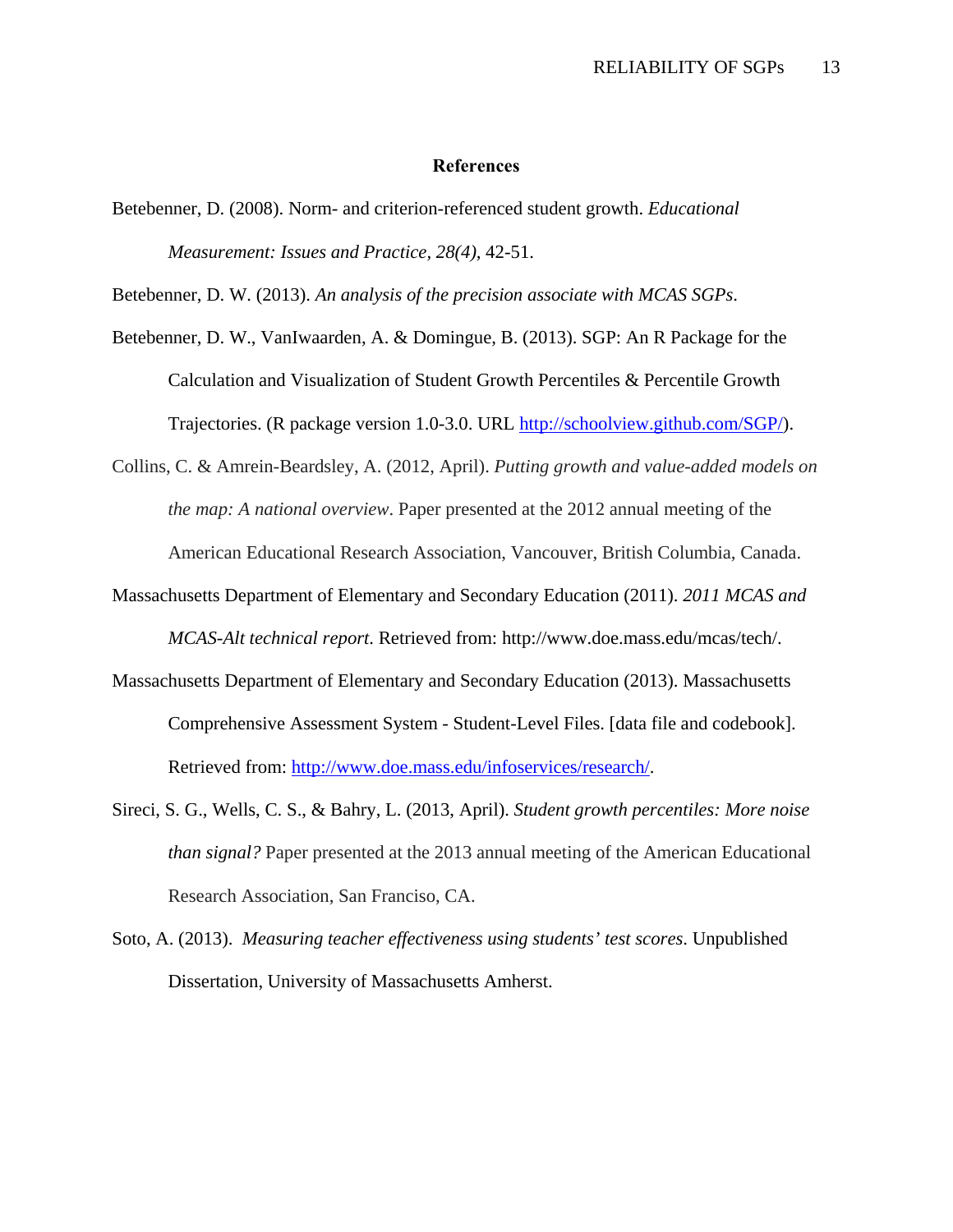## References

Betebenner, D. (2008). Norm- and criterion-referenced student growth. *Educational Measurement: Issues and Practice, 28(4),* 42-51.

Betebenner, D. W. (2013). *An analysis of the precision associate with MCAS SGPs*.

Betebenner, D. W., VanIwaarden, A. & Domingue, B. (2013). SGP: An R Package for the Calculation and Visualization of Student Growth Percentiles & Percentile Growth Trajectories. (R package version 1.0-3.0. URL http://schoolview.github.com/SGP/).

Collins, C. & Amrein-Beardsley, A. (2012, April). *Putting growth and value-added models on the map: A national overview*. Paper presented at the 2012 annual meeting of the American Educational Research Association, Vancouver, British Columbia, Canada.

Massachusetts Department of Elementary and Secondary Education (2011). *2011 MCAS and MCAS-Alt technical report*. Retrieved from: http://www.doe.mass.edu/mcas/tech/.

Massachusetts Department of Elementary and Secondary Education (2013). Massachusetts Comprehensive Assessment System - Student-Level Files. [data file and codebook]. Retrieved from: http://www.doe.mass.edu/infoservices/research/.

Sireci, S. G., Wells, C. S., & Bahry, L. (2013, April). *Student growth percentiles: More noise than signal?* Paper presented at the 2013 annual meeting of the American Educational Research Association, San Francisco, CA.

Soto, A. (2013). *Measuring teacher effectiveness using students' test scores*. Unpublished Dissertation, University of Massachusetts Amherst.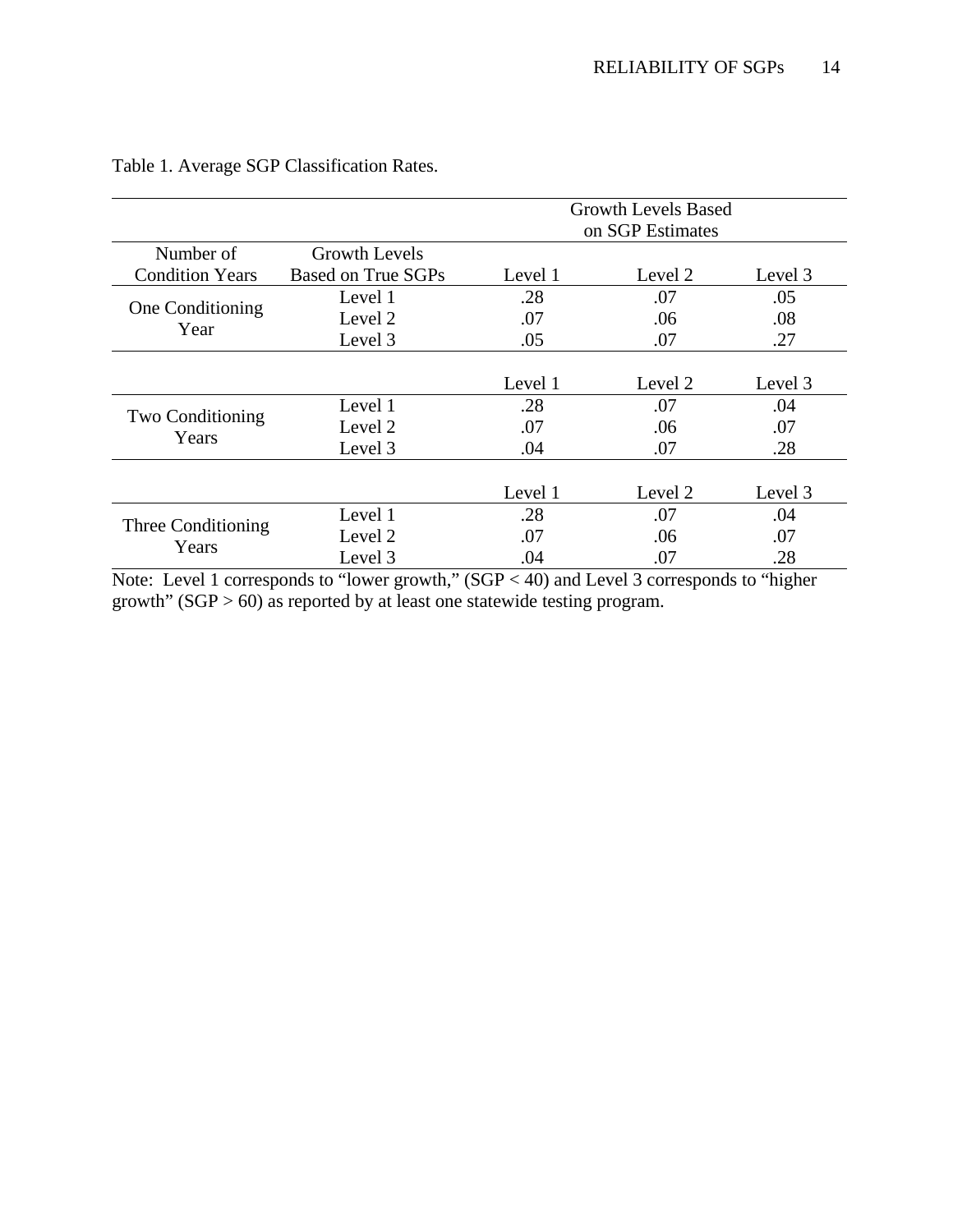Table 1. Average SGP Classification Rates.

| | | Growth Levels Based on SGP Estimates | | |
|---|---|---|---|---|
| Number of Condition Years | Growth Levels Based on True SGPs | Level 1 | Level 2 | Level 3 |
| One Conditioning Year | Level 1 | .28 | .07 | .05 |
| | Level 2 | .07 | .06 | .08 |
| | Level 3 | .05 | .07 | .27 |
| | | Level 1 | Level 2 | Level 3 |
| Two Conditioning Years | Level 1 | .28 | .07 | .04 |
| | Level 2 | .07 | .06 | .07 |
| | Level 3 | .04 | .07 | .28 |
| | | Level 1 | Level 2 | Level 3 |
| Three Conditioning Years | Level 1 | .28 | .07 | .04 |
| | Level 2 | .07 | .06 | .07 |
| | Level 3 | .04 | .07 | .28 |

Note: Level 1 corresponds to “lower growth,” (SGP < 40) and Level 3 corresponds to “higher growth” (SGP > 60) as reported by at least one statewide testing program.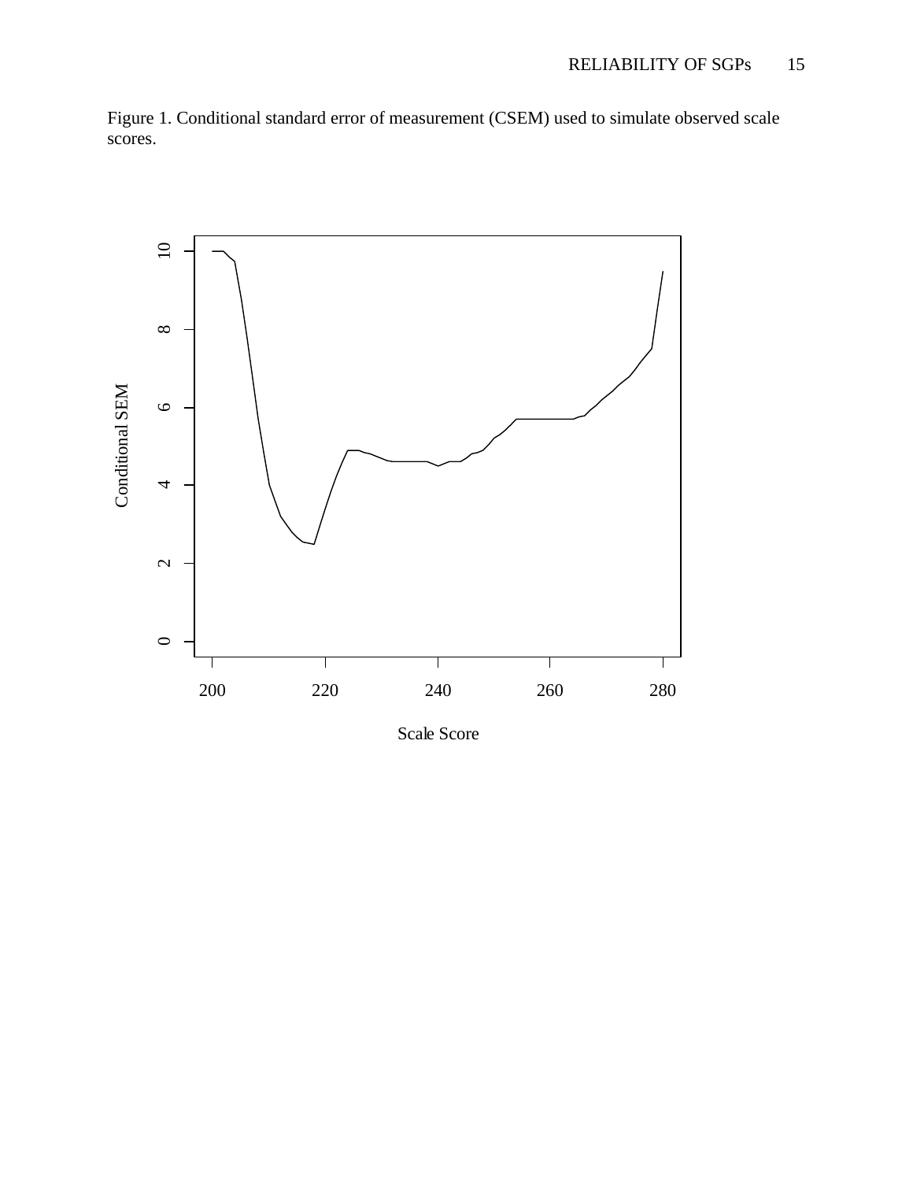Figure 1. Conditional standard error of measurement (CSEM) used to simulate observed scale scores.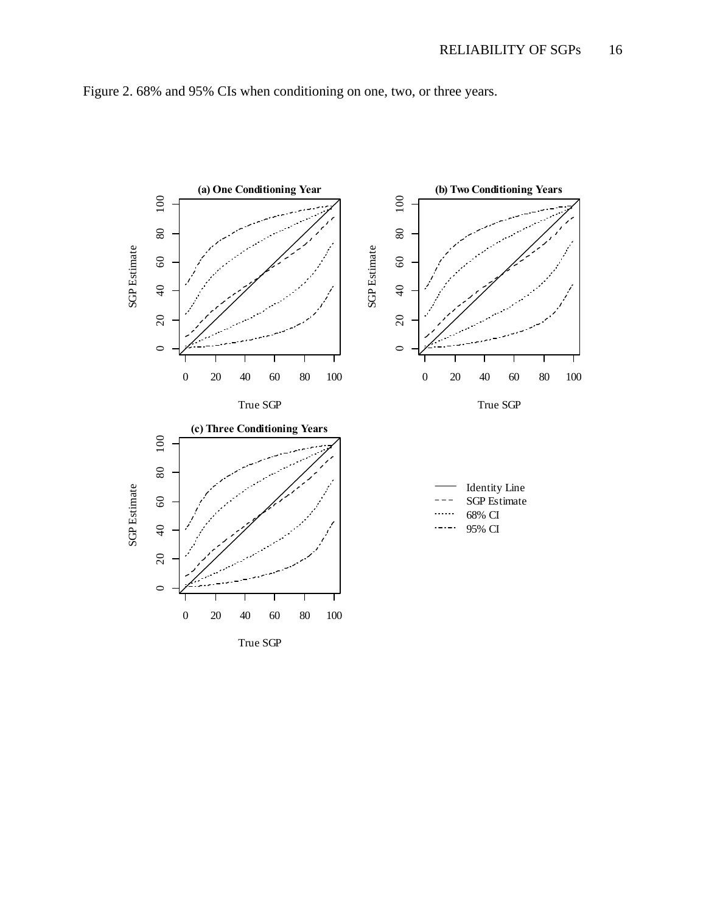Figure 2. 68% and 95% CIs when conditioning on one, two, or three years.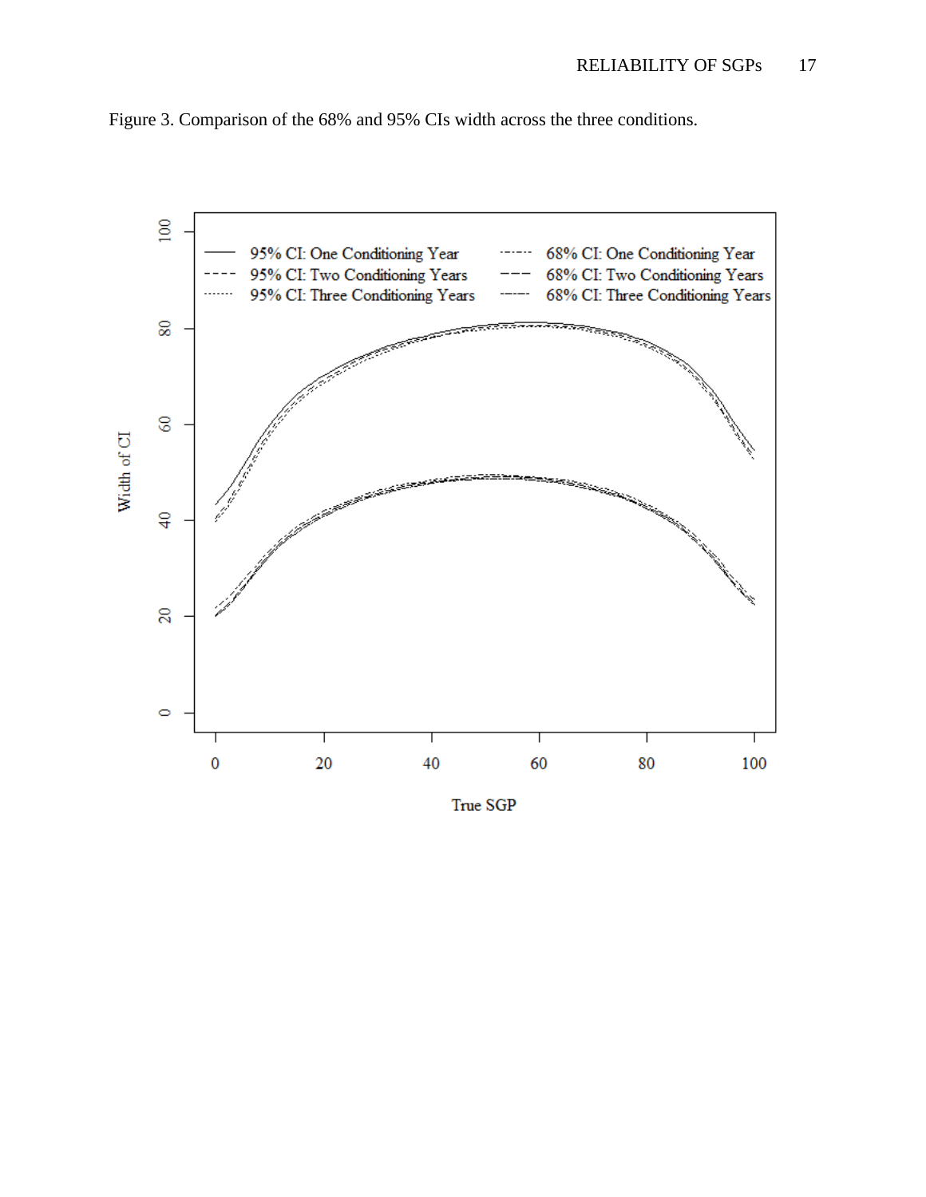Figure 3. Comparison of the 68% and 95% CIs width across the three conditions.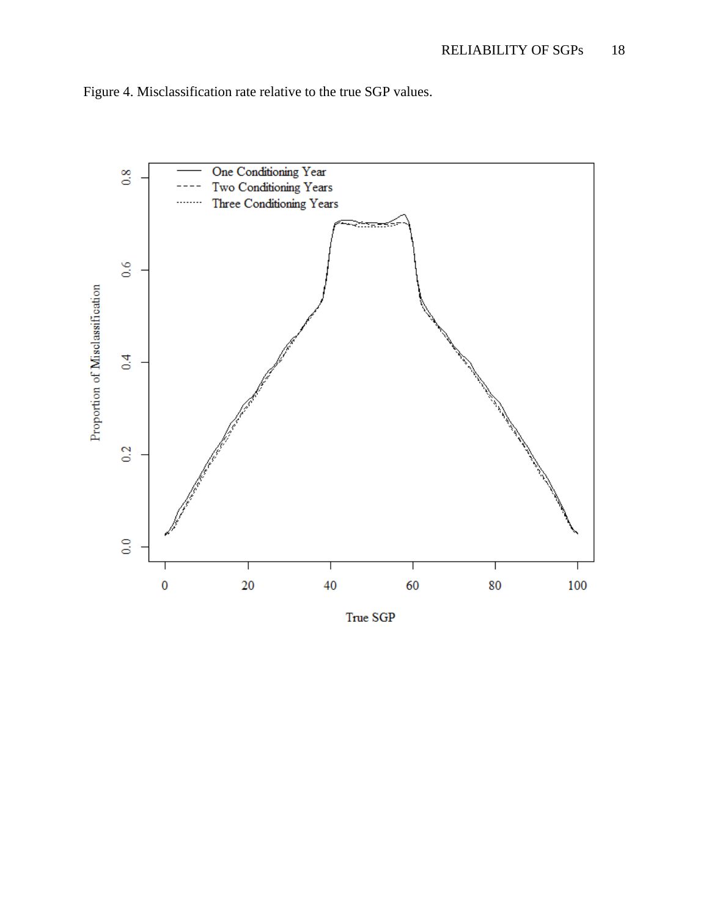Figure 4. Misclassification rate relative to the true SGP values.

One Conditioning Year
Two Conditioning Years
Three Conditioning Years

Proportion of Misclassification

0.0
0.2
0.4
0.6
0.8

True SGP

0
20
40
60
80
100